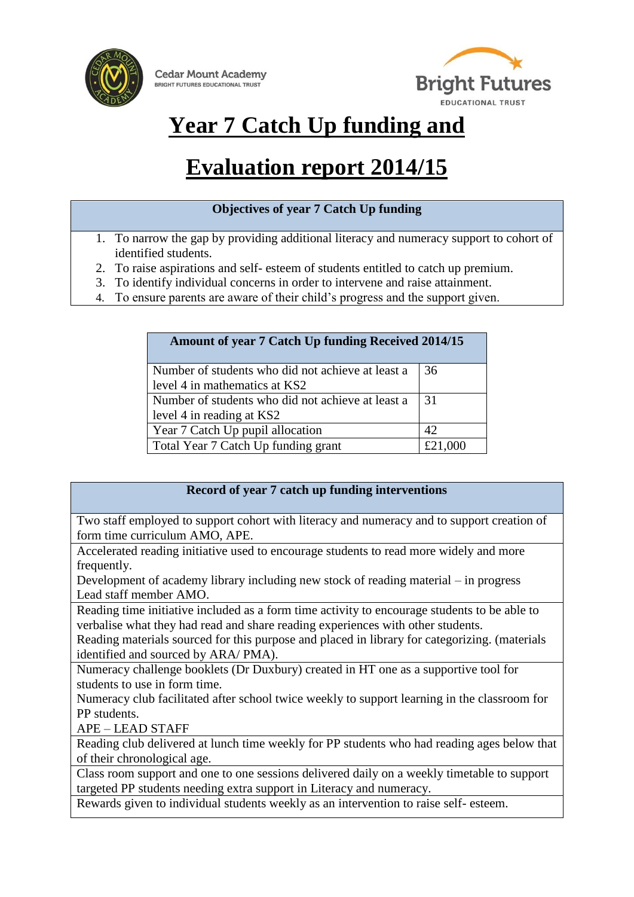Cedar Mount Academy
BRIGHT FUTURES EDUCATIONAL TRUST

Bright Futures
EDUCATIONAL TRUST

# Year 7 Catch Up funding and Evaluation report 2014/15

| Objectives of year 7 Catch Up funding |
|---|
| 1. To narrow the gap by providing additional literacy and numeracy support to cohort of identified students.<br>2. To raise aspirations and self- esteem of students entitled to catch up premium.<br>3. To identify individual concerns in order to intervene and raise attainment.<br>4. To ensure parents are aware of their child's progress and the support given. |

| Amount of year 7 Catch Up funding Received 2014/15 | |
|---|---|
| Number of students who did not achieve at least a level 4 in mathematics at KS2 | 36 |
| Number of students who did not achieve at least a level 4 in reading at KS2 | 31 |
| Year 7 Catch Up pupil allocation | 42 |
| Total Year 7 Catch Up funding grant | £21,000 |

| Record of year 7 catch up funding interventions |
|---|
| Two staff employed to support cohort with literacy and numeracy and to support creation of form time curriculum AMO, APE. |
| Accelerated reading initiative used to encourage students to read more widely and more frequently.<br>Development of academy library including new stock of reading material – in progress<br>Lead staff member AMO. |
| Reading time initiative included as a form time activity to encourage students to be able to verbalise what they had read and share reading experiences with other students.<br>Reading materials sourced for this purpose and placed in library for categorizing. (materials identified and sourced by ARA/ PMA). |
| Numeracy challenge booklets (Dr Duxbury) created in HT one as a supportive tool for students to use in form time.<br>Numeracy club facilitated after school twice weekly to support learning in the classroom for PP students.<br>APE – LEAD STAFF |
| Reading club delivered at lunch time weekly for PP students who had reading ages below that of their chronological age. |
| Class room support and one to one sessions delivered daily on a weekly timetable to support targeted PP students needing extra support in Literacy and numeracy. |
| Rewards given to individual students weekly as an intervention to raise self- esteem. |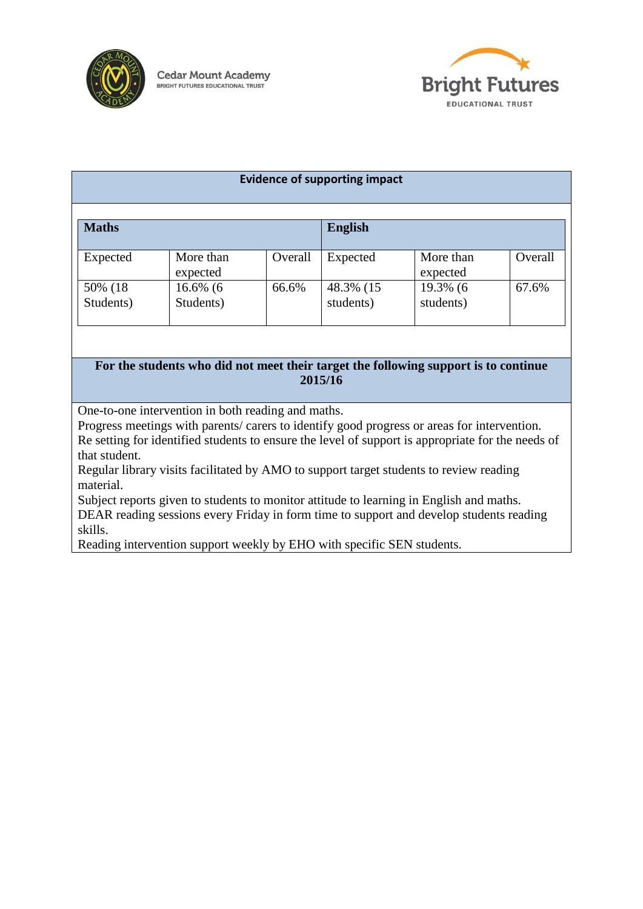**Evidence of supporting impact**

| Maths | | | English | | |
|---|---|---|---|---|---|
| Expected | More than expected | Overall | Expected | More than expected | Overall |
| 50% (18 Students) | 16.6% (6 Students) | 66.6% | 48.3% (15 students) | 19.3% (6 students) | 67.6% |

**For the students who did not meet their target the following support is to continue 2015/16**

One-to-one intervention in both reading and maths.
Progress meetings with parents/ carers to identify good progress or areas for intervention.
Re setting for identified students to ensure the level of support is appropriate for the needs of that student.
Regular library visits facilitated by AMO to support target students to review reading material.
Subject reports given to students to monitor attitude to learning in English and maths.
DEAR reading sessions every Friday in form time to support and develop students reading skills.
Reading intervention support weekly by EHO with specific SEN students.